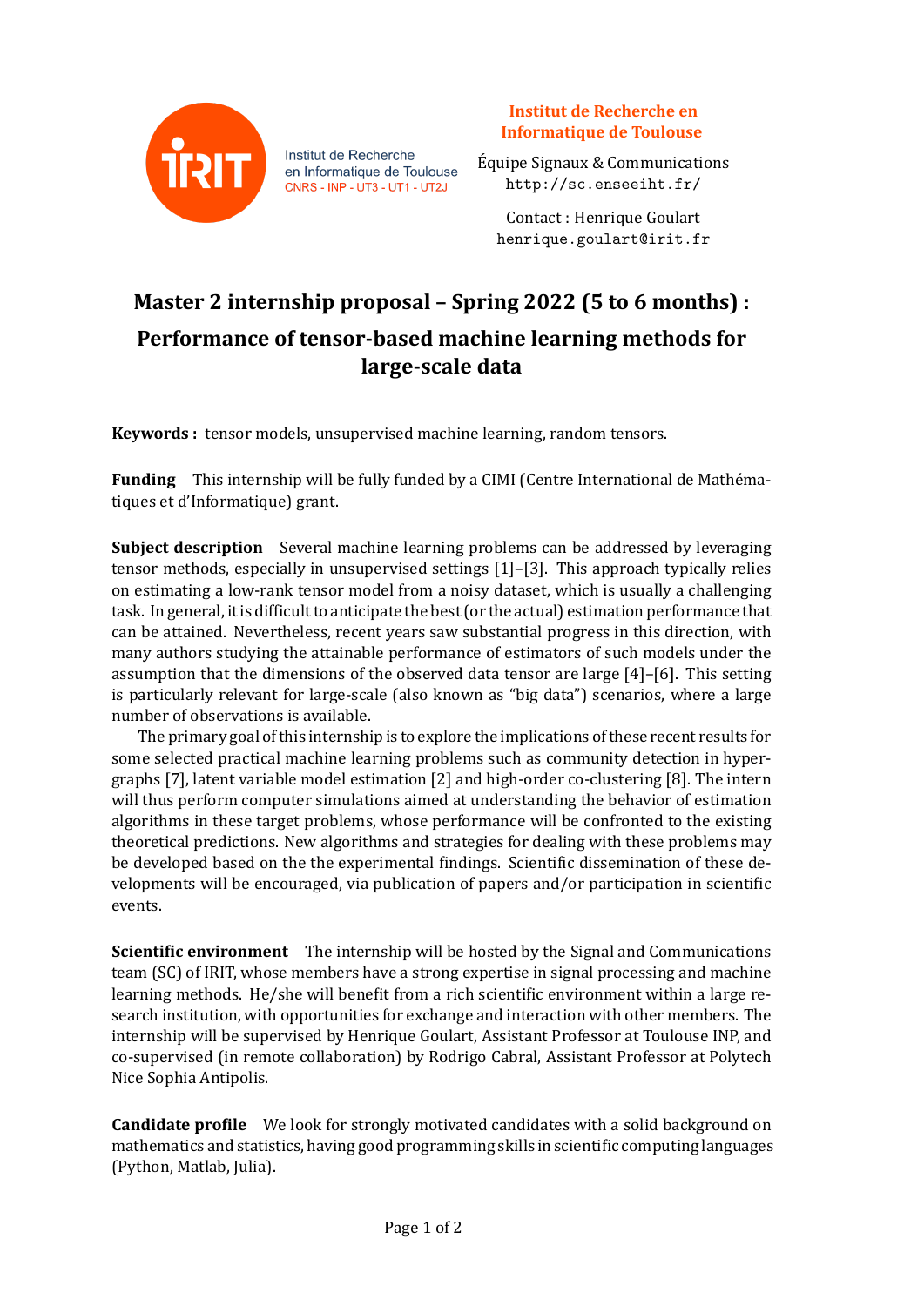Institut de Recherche en Informatique de Toulouse
CNRS - INP - UT3 - UT1 - UT2J

**Institut de Recherche en Informatique de Toulouse**

Équipe Signaux & Communications
`http://sc.enseeiht.fr/`

Contact : Henrique Goulart
`henrique.goulart@irit.fr`

# Master 2 internship proposal – Spring 2022 (5 to 6 months) : Performance of tensor-based machine learning methods for large-scale data

**Keywords :** tensor models, unsupervised machine learning, random tensors.

**Funding** This internship will be fully funded by a CIMI (Centre International de Mathématiques et d'Informatique) grant.

**Subject description** Several machine learning problems can be addressed by leveraging tensor methods, especially in unsupervised settings [1]–[3]. This approach typically relies on estimating a low-rank tensor model from a noisy dataset, which is usually a challenging task. In general, it is difficult to anticipate the best (or the actual) estimation performance that can be attained. Nevertheless, recent years saw substantial progress in this direction, with many authors studying the attainable performance of estimators of such models under the assumption that the dimensions of the observed data tensor are large [4]–[6]. This setting is particularly relevant for large-scale (also known as "big data") scenarios, where a large number of observations is available.

The primary goal of this internship is to explore the implications of these recent results for some selected practical machine learning problems such as community detection in hypergraphs [7], latent variable model estimation [2] and high-order co-clustering [8]. The intern will thus perform computer simulations aimed at understanding the behavior of estimation algorithms in these target problems, whose performance will be confronted to the existing theoretical predictions. New algorithms and strategies for dealing with these problems may be developed based on the the experimental findings. Scientific dissemination of these developments will be encouraged, via publication of papers and/or participation in scientific events.

**Scientific environment** The internship will be hosted by the Signal and Communications team (SC) of IRIT, whose members have a strong expertise in signal processing and machine learning methods. He/she will benefit from a rich scientific environment within a large research institution, with opportunities for exchange and interaction with other members. The internship will be supervised by Henrique Goulart, Assistant Professor at Toulouse INP, and co-supervised (in remote collaboration) by Rodrigo Cabral, Assistant Professor at Polytech Nice Sophia Antipolis.

**Candidate profile** We look for strongly motivated candidates with a solid background on mathematics and statistics, having good programming skills in scientific computing languages (Python, Matlab, Julia).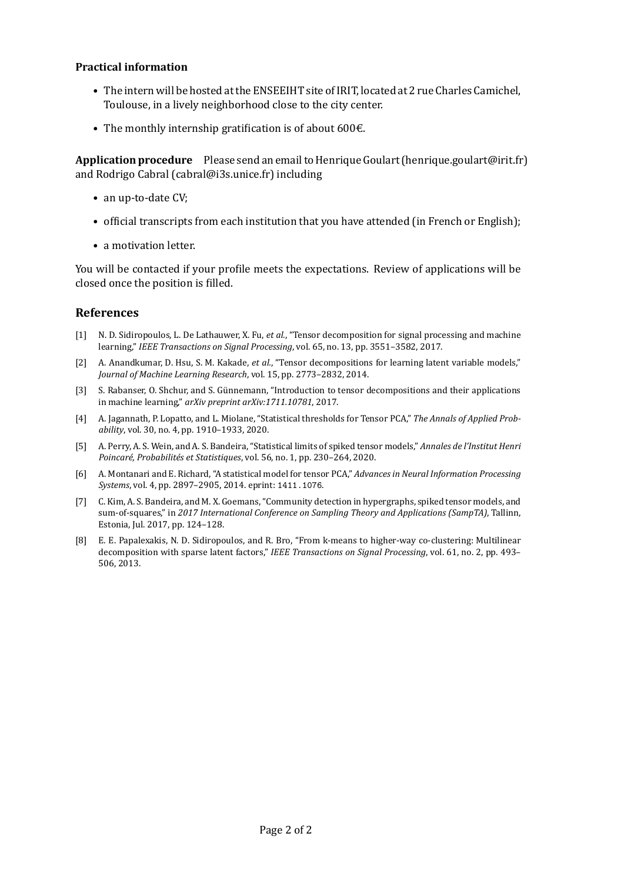**Practical information**

- The intern will be hosted at the ENSEEIHT site of IRIT, located at 2 rue Charles Camichel, Toulouse, in a lively neighborhood close to the city center.
- The monthly internship gratification is of about 600€.

**Application procedure** Please send an email to Henrique Goulart (henrique.goulart@irit.fr) and Rodrigo Cabral (cabral@i3s.unice.fr) including

- an up-to-date CV;
- official transcripts from each institution that you have attended (in French or English);
- a motivation letter.

You will be contacted if your profile meets the expectations. Review of applications will be closed once the position is filled.

## References

[1] N. D. Sidiropoulos, L. De Lathauwer, X. Fu, *et al.*, "Tensor decomposition for signal processing and machine learning," *IEEE Transactions on Signal Processing*, vol. 65, no. 13, pp. 3551–3582, 2017.

[2] A. Anandkumar, D. Hsu, S. M. Kakade, *et al.*, "Tensor decompositions for learning latent variable models," *Journal of Machine Learning Research*, vol. 15, pp. 2773–2832, 2014.

[3] S. Rabanser, O. Shchur, and S. Günnemann, "Introduction to tensor decompositions and their applications in machine learning," *arXiv preprint arXiv:1711.10781*, 2017.

[4] A. Jagannath, P. Lopatto, and L. Miolane, "Statistical thresholds for Tensor PCA," *The Annals of Applied Probability*, vol. 30, no. 4, pp. 1910–1933, 2020.

[5] A. Perry, A. S. Wein, and A. S. Bandeira, "Statistical limits of spiked tensor models," *Annales de l'Institut Henri Poincaré, Probabilités et Statistiques*, vol. 56, no. 1, pp. 230–264, 2020.

[6] A. Montanari and E. Richard, "A statistical model for tensor PCA," *Advances in Neural Information Processing Systems*, vol. 4, pp. 2897–2905, 2014. eprint: 1411.1076.

[7] C. Kim, A. S. Bandeira, and M. X. Goemans, "Community detection in hypergraphs, spiked tensor models, and sum-of-squares," in *2017 International Conference on Sampling Theory and Applications (SampTA)*, Tallinn, Estonia, Jul. 2017, pp. 124–128.

[8] E. E. Papalexakis, N. D. Sidiropoulos, and R. Bro, "From k-means to higher-way co-clustering: Multilinear decomposition with sparse latent factors," *IEEE Transactions on Signal Processing*, vol. 61, no. 2, pp. 493–506, 2013.